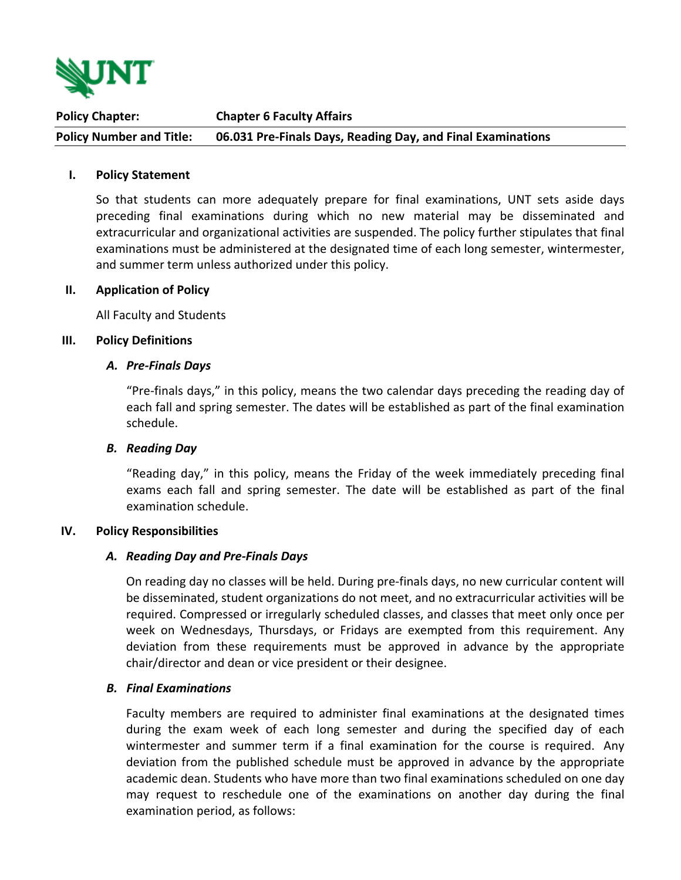| **Policy Chapter:** | **Chapter 6 Faculty Affairs** |
| --- | --- |
| **Policy Number and Title:** | **06.031 Pre-Finals Days, Reading Day, and Final Examinations** |

## I. Policy Statement

So that students can more adequately prepare for final examinations, UNT sets aside days preceding final examinations during which no new material may be disseminated and extracurricular and organizational activities are suspended. The policy further stipulates that final examinations must be administered at the designated time of each long semester, wintermester, and summer term unless authorized under this policy.

## II. Application of Policy

All Faculty and Students

## III. Policy Definitions

### *A. Pre-Finals Days*

"Pre-finals days," in this policy, means the two calendar days preceding the reading day of each fall and spring semester. The dates will be established as part of the final examination schedule.

### *B. Reading Day*

"Reading day," in this policy, means the Friday of the week immediately preceding final exams each fall and spring semester. The date will be established as part of the final examination schedule.

## IV. Policy Responsibilities

### *A. Reading Day and Pre-Finals Days*

On reading day no classes will be held. During pre-finals days, no new curricular content will be disseminated, student organizations do not meet, and no extracurricular activities will be required. Compressed or irregularly scheduled classes, and classes that meet only once per week on Wednesdays, Thursdays, or Fridays are exempted from this requirement. Any deviation from these requirements must be approved in advance by the appropriate chair/director and dean or vice president or their designee.

### *B. Final Examinations*

Faculty members are required to administer final examinations at the designated times during the exam week of each long semester and during the specified day of each wintermester and summer term if a final examination for the course is required. Any deviation from the published schedule must be approved in advance by the appropriate academic dean. Students who have more than two final examinations scheduled on one day may request to reschedule one of the examinations on another day during the final examination period, as follows: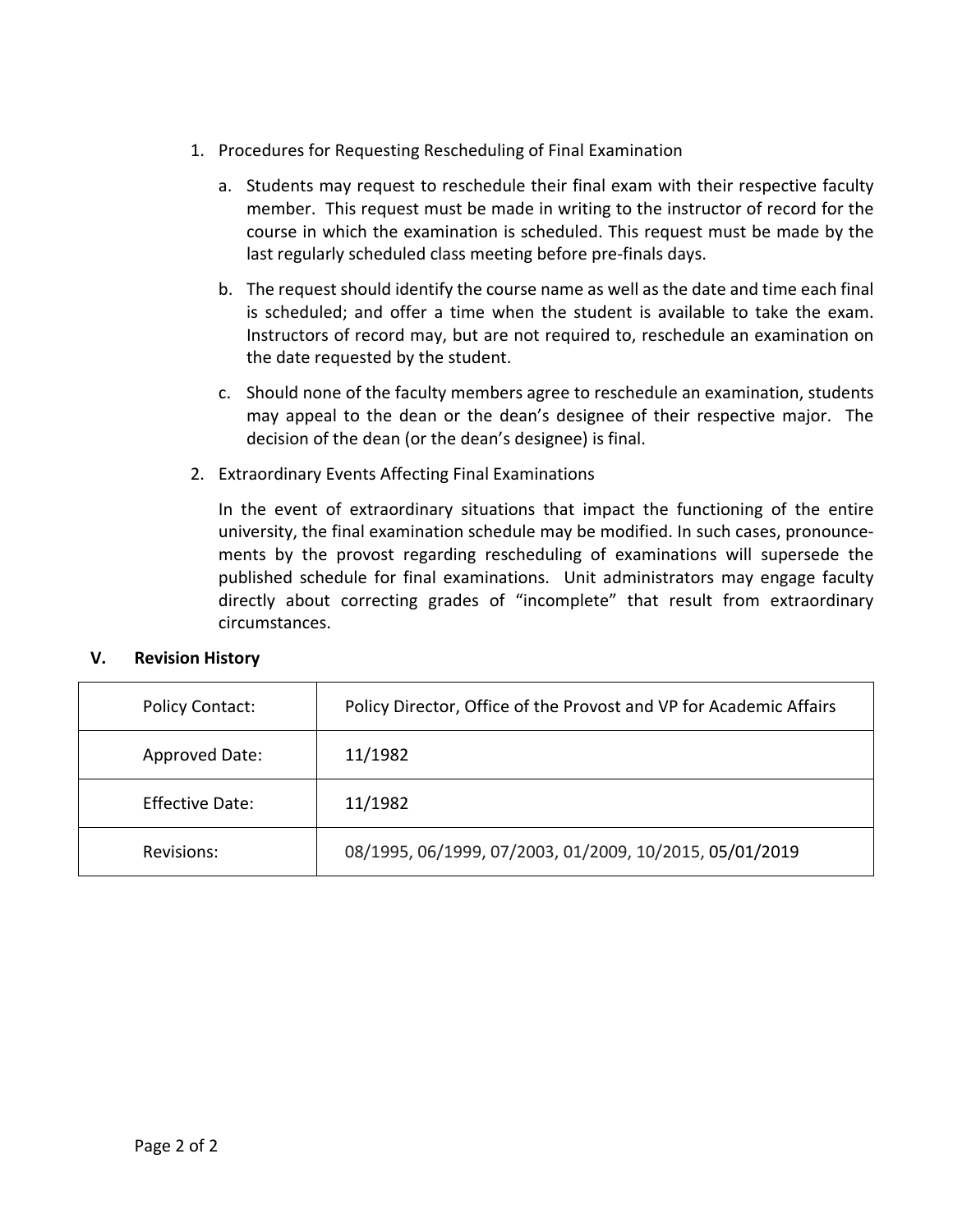1. Procedures for Requesting Rescheduling of Final Examination

   a. Students may request to reschedule their final exam with their respective faculty member. This request must be made in writing to the instructor of record for the course in which the examination is scheduled. This request must be made by the last regularly scheduled class meeting before pre-finals days.

   b. The request should identify the course name as well as the date and time each final is scheduled; and offer a time when the student is available to take the exam. Instructors of record may, but are not required to, reschedule an examination on the date requested by the student.

   c. Should none of the faculty members agree to reschedule an examination, students may appeal to the dean or the dean's designee of their respective major. The decision of the dean (or the dean's designee) is final.

2. Extraordinary Events Affecting Final Examinations

   In the event of extraordinary situations that impact the functioning of the entire university, the final examination schedule may be modified. In such cases, pronouncements by the provost regarding rescheduling of examinations will supersede the published schedule for final examinations. Unit administrators may engage faculty directly about correcting grades of "incomplete" that result from extraordinary circumstances.

## V. Revision History

| | |
|---|---|
| Policy Contact: | Policy Director, Office of the Provost and VP for Academic Affairs |
| Approved Date: | 11/1982 |
| Effective Date: | 11/1982 |
| Revisions: | 08/1995, 06/1999, 07/2003, 01/2009, 10/2015, 05/01/2019 |